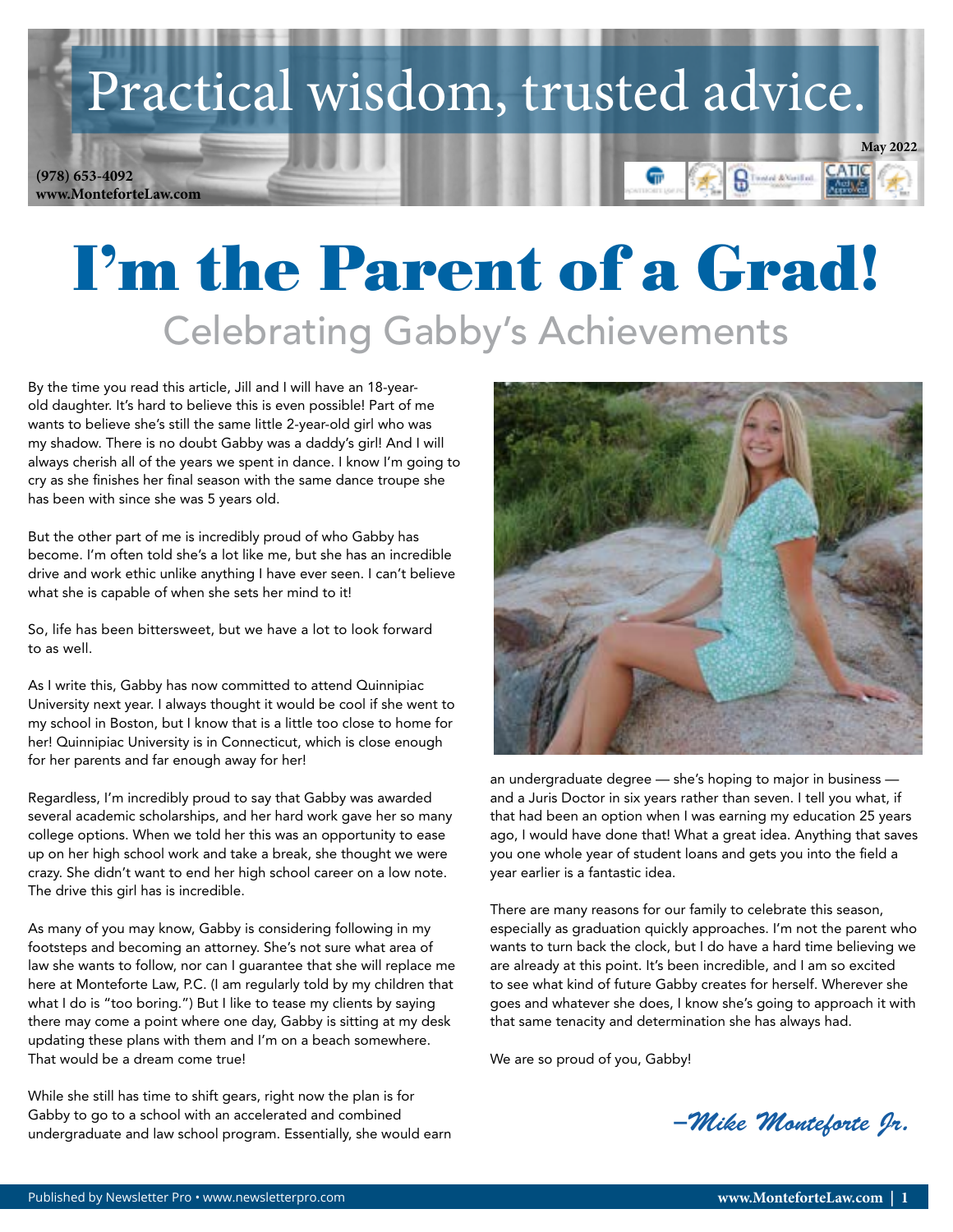# Practical wisdom, trusted advice.

(978) 653-4092
www.MonteforteLaw.com

May 2022

# I'm the Parent of a Grad!

## Celebrating Gabby's Achievements

By the time you read this article, Jill and I will have an 18-year-old daughter. It's hard to believe this is even possible! Part of me wants to believe she's still the same little 2-year-old girl who was my shadow. There is no doubt Gabby was a daddy's girl! And I will always cherish all of the years we spent in dance. I know I'm going to cry as she finishes her final season with the same dance troupe she has been with since she was 5 years old.

But the other part of me is incredibly proud of who Gabby has become. I'm often told she's a lot like me, but she has an incredible drive and work ethic unlike anything I have ever seen. I can't believe what she is capable of when she sets her mind to it!

So, life has been bittersweet, but we have a lot to look forward to as well.

As I write this, Gabby has now committed to attend Quinnipiac University next year. I always thought it would be cool if she went to my school in Boston, but I know that is a little too close to home for her! Quinnipiac University is in Connecticut, which is close enough for her parents and far enough away for her!

Regardless, I'm incredibly proud to say that Gabby was awarded several academic scholarships, and her hard work gave her so many college options. When we told her this was an opportunity to ease up on her high school work and take a break, she thought we were crazy. She didn't want to end her high school career on a low note. The drive this girl has is incredible.

As many of you may know, Gabby is considering following in my footsteps and becoming an attorney. She's not sure what area of law she wants to follow, nor can I guarantee that she will replace me here at Monteforte Law, P.C. (I am regularly told by my children that what I do is "too boring.") But I like to tease my clients by saying there may come a point where one day, Gabby is sitting at my desk updating these plans with them and I'm on a beach somewhere. That would be a dream come true!

While she still has time to shift gears, right now the plan is for Gabby to go to a school with an accelerated and combined undergraduate and law school program. Essentially, she would earn an undergraduate degree — she's hoping to major in business — and a Juris Doctor in six years rather than seven. I tell you what, if that had been an option when I was earning my education 25 years ago, I would have done that! What a great idea. Anything that saves you one whole year of student loans and gets you into the field a year earlier is a fantastic idea.

There are many reasons for our family to celebrate this season, especially as graduation quickly approaches. I'm not the parent who wants to turn back the clock, but I do have a hard time believing we are already at this point. It's been incredible, and I am so excited to see what kind of future Gabby creates for herself. Wherever she goes and whatever she does, I know she's going to approach it with that same tenacity and determination she has always had.

We are so proud of you, Gabby!

*–Mike Monteforte Jr.*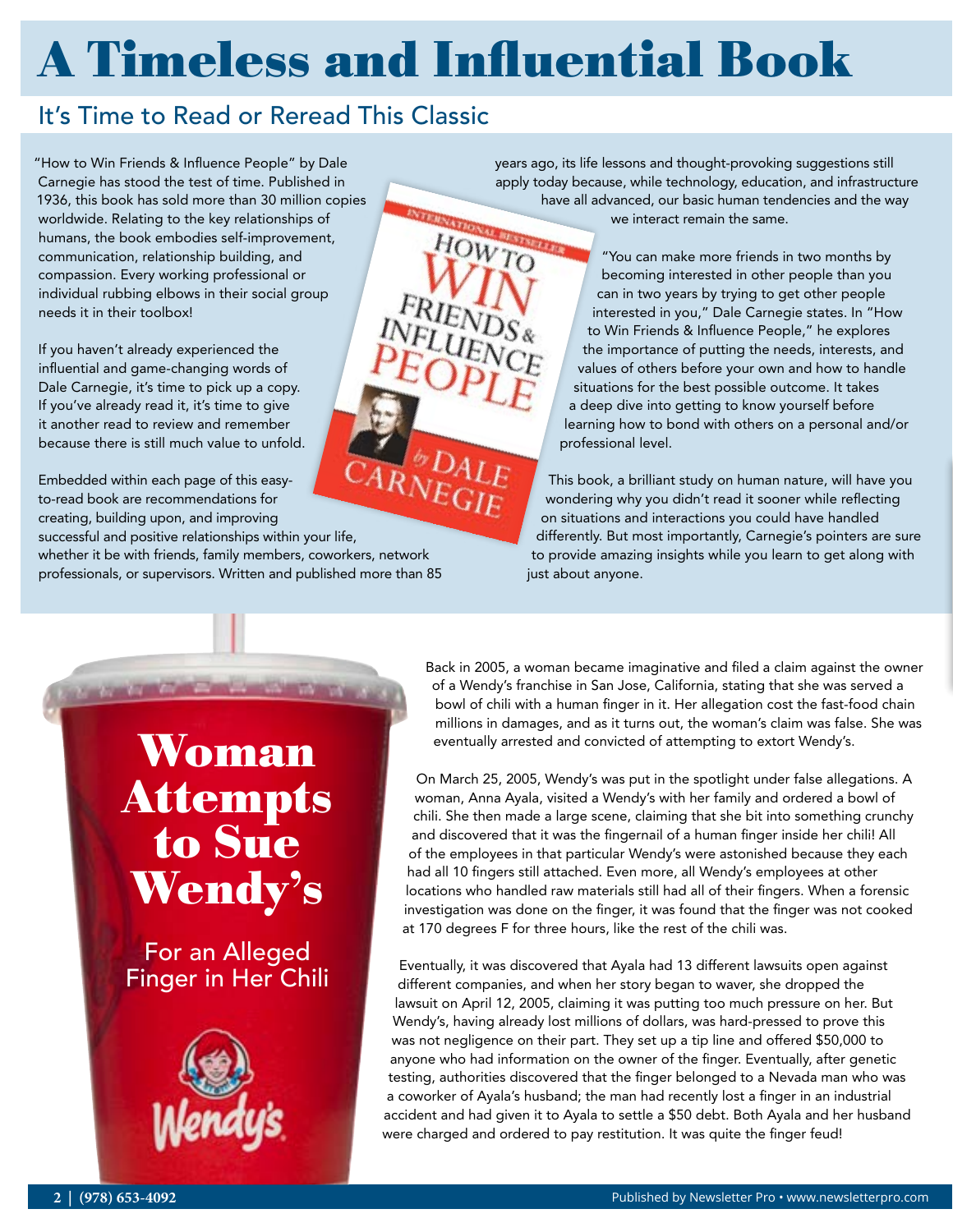# A Timeless and Influential Book

## It's Time to Read or Reread This Classic

"How to Win Friends & Influence People" by Dale Carnegie has stood the test of time. Published in 1936, this book has sold more than 30 million copies worldwide. Relating to the key relationships of humans, the book embodies self-improvement, communication, relationship building, and compassion. Every working professional or individual rubbing elbows in their social group needs it in their toolbox!

If you haven't already experienced the influential and game-changing words of Dale Carnegie, it's time to pick up a copy. If you've already read it, it's time to give it another read to review and remember because there is still much value to unfold.

Embedded within each page of this easy-to-read book are recommendations for creating, building upon, and improving successful and positive relationships within your life, whether it be with friends, family members, coworkers, network professionals, or supervisors. Written and published more than 85 years ago, its life lessons and thought-provoking suggestions still apply today because, while technology, education, and infrastructure have all advanced, our basic human tendencies and the way we interact remain the same.

"You can make more friends in two months by becoming interested in other people than you can in two years by trying to get other people interested in you," Dale Carnegie states. In "How to Win Friends & Influence People," he explores the importance of putting the needs, interests, and values of others before your own and how to handle situations for the best possible outcome. It takes a deep dive into getting to know yourself before learning how to bond with others on a personal and/or professional level.

This book, a brilliant study on human nature, will have you wondering why you didn't read it sooner while reflecting on situations and interactions you could have handled differently. But most importantly, Carnegie's pointers are sure to provide amazing insights while you learn to get along with just about anyone.

# Woman Attempts to Sue Wendy's

## For an Alleged Finger in Her Chili

Back in 2005, a woman became imaginative and filed a claim against the owner of a Wendy's franchise in San Jose, California, stating that she was served a bowl of chili with a human finger in it. Her allegation cost the fast-food chain millions in damages, and as it turns out, the woman's claim was false. She was eventually arrested and convicted of attempting to extort Wendy's.

On March 25, 2005, Wendy's was put in the spotlight under false allegations. A woman, Anna Ayala, visited a Wendy's with her family and ordered a bowl of chili. She then made a large scene, claiming that she bit into something crunchy and discovered that it was the fingernail of a human finger inside her chili! All of the employees in that particular Wendy's were astonished because they each had all 10 fingers still attached. Even more, all Wendy's employees at other locations who handled raw materials still had all of their fingers. When a forensic investigation was done on the finger, it was found that the finger was not cooked at 170 degrees F for three hours, like the rest of the chili was.

Eventually, it was discovered that Ayala had 13 different lawsuits open against different companies, and when her story began to waver, she dropped the lawsuit on April 12, 2005, claiming it was putting too much pressure on her. But Wendy's, having already lost millions of dollars, was hard-pressed to prove this was not negligence on their part. They set up a tip line and offered $50,000 to anyone who had information on the owner of the finger. Eventually, after genetic testing, authorities discovered that the finger belonged to a Nevada man who was a coworker of Ayala's husband; the man had recently lost a finger in an industrial accident and had given it to Ayala to settle a $50 debt. Both Ayala and her husband were charged and ordered to pay restitution. It was quite the finger feud!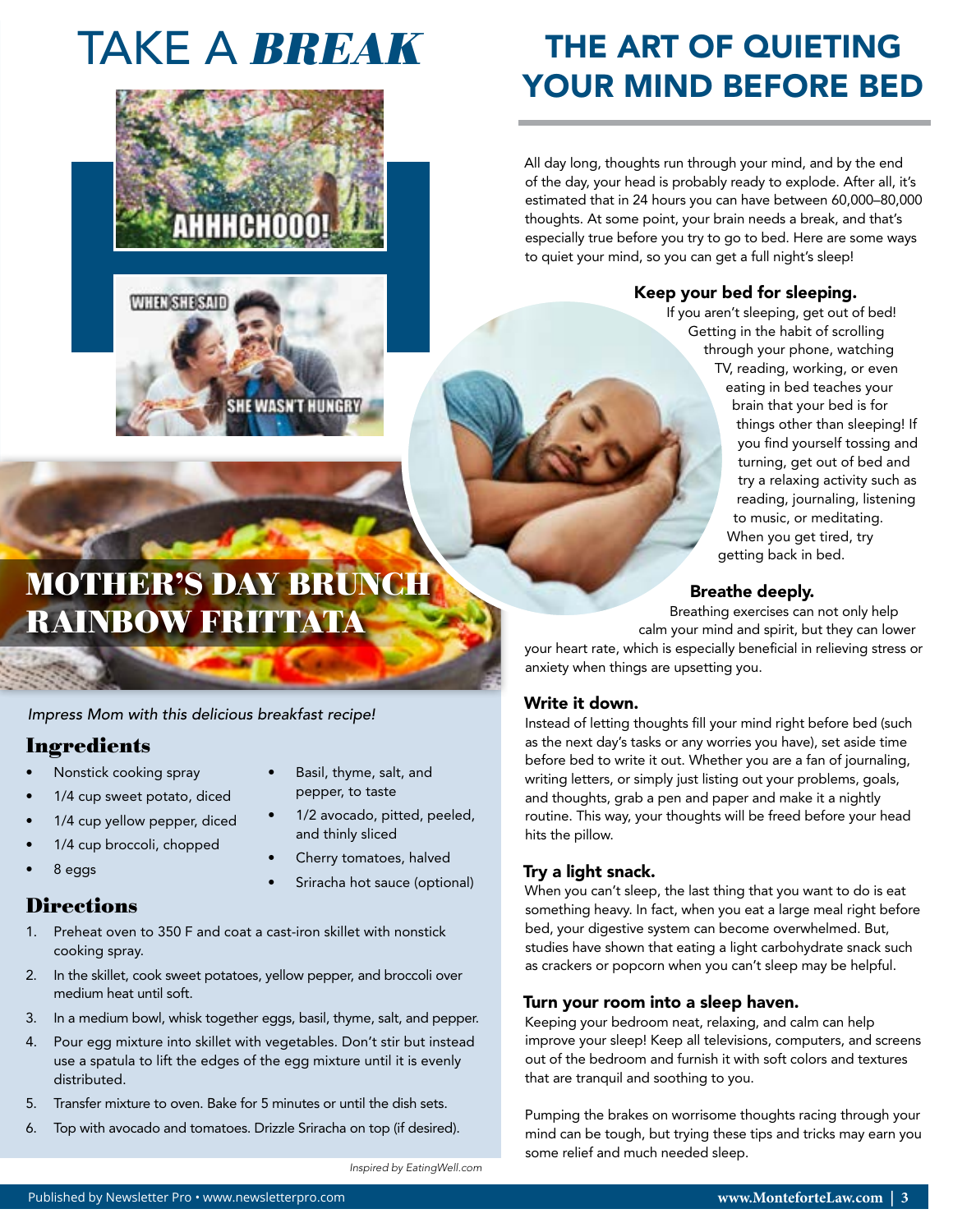# TAKE A *BREAK*

AHHHCHOOO!

WHEN SHE SAID SHE WASN'T HUNGRY

## MOTHER'S DAY BRUNCH RAINBOW FRITTATA

*Impress Mom with this delicious breakfast recipe!*

### Ingredients

- Nonstick cooking spray
- 1/4 cup sweet potato, diced
- 1/4 cup yellow pepper, diced
- 1/4 cup broccoli, chopped
- 8 eggs
- Basil, thyme, salt, and pepper, to taste
- 1/2 avocado, pitted, peeled, and thinly sliced
- Cherry tomatoes, halved
- Sriracha hot sauce (optional)

### Directions

1. Preheat oven to 350 F and coat a cast-iron skillet with nonstick cooking spray.
2. In the skillet, cook sweet potatoes, yellow pepper, and broccoli over medium heat until soft.
3. In a medium bowl, whisk together eggs, basil, thyme, salt, and pepper.
4. Pour egg mixture into skillet with vegetables. Don't stir but instead use a spatula to lift the edges of the egg mixture until it is evenly distributed.
5. Transfer mixture to oven. Bake for 5 minutes or until the dish sets.
6. Top with avocado and tomatoes. Drizzle Sriracha on top (if desired).

*Inspired by EatingWell.com*

# THE ART OF QUIETING YOUR MIND BEFORE BED

All day long, thoughts run through your mind, and by the end of the day, your head is probably ready to explode. After all, it's estimated that in 24 hours you can have between 60,000–80,000 thoughts. At some point, your brain needs a break, and that's especially true before you try to go to bed. Here are some ways to quiet your mind, so you can get a full night's sleep!

**Keep your bed for sleeping.**

If you aren't sleeping, get out of bed! Getting in the habit of scrolling through your phone, watching TV, reading, working, or even eating in bed teaches your brain that your bed is for things other than sleeping! If you find yourself tossing and turning, get out of bed and try a relaxing activity such as reading, journaling, listening to music, or meditating. When you get tired, try getting back in bed.

**Breathe deeply.**

Breathing exercises can not only help calm your mind and spirit, but they can lower your heart rate, which is especially beneficial in relieving stress or anxiety when things are upsetting you.

**Write it down.**

Instead of letting thoughts fill your mind right before bed (such as the next day's tasks or any worries you have), set aside time before bed to write it out. Whether you are a fan of journaling, writing letters, or simply just listing out your problems, goals, and thoughts, grab a pen and paper and make it a nightly routine. This way, your thoughts will be freed before your head hits the pillow.

**Try a light snack.**

When you can't sleep, the last thing that you want to do is eat something heavy. In fact, when you eat a large meal right before bed, your digestive system can become overwhelmed. But, studies have shown that eating a light carbohydrate snack such as crackers or popcorn when you can't sleep may be helpful.

**Turn your room into a sleep haven.**

Keeping your bedroom neat, relaxing, and calm can help improve your sleep! Keep all televisions, computers, and screens out of the bedroom and furnish it with soft colors and textures that are tranquil and soothing to you.

Pumping the brakes on worrisome thoughts racing through your mind can be tough, but trying these tips and tricks may earn you some relief and much needed sleep.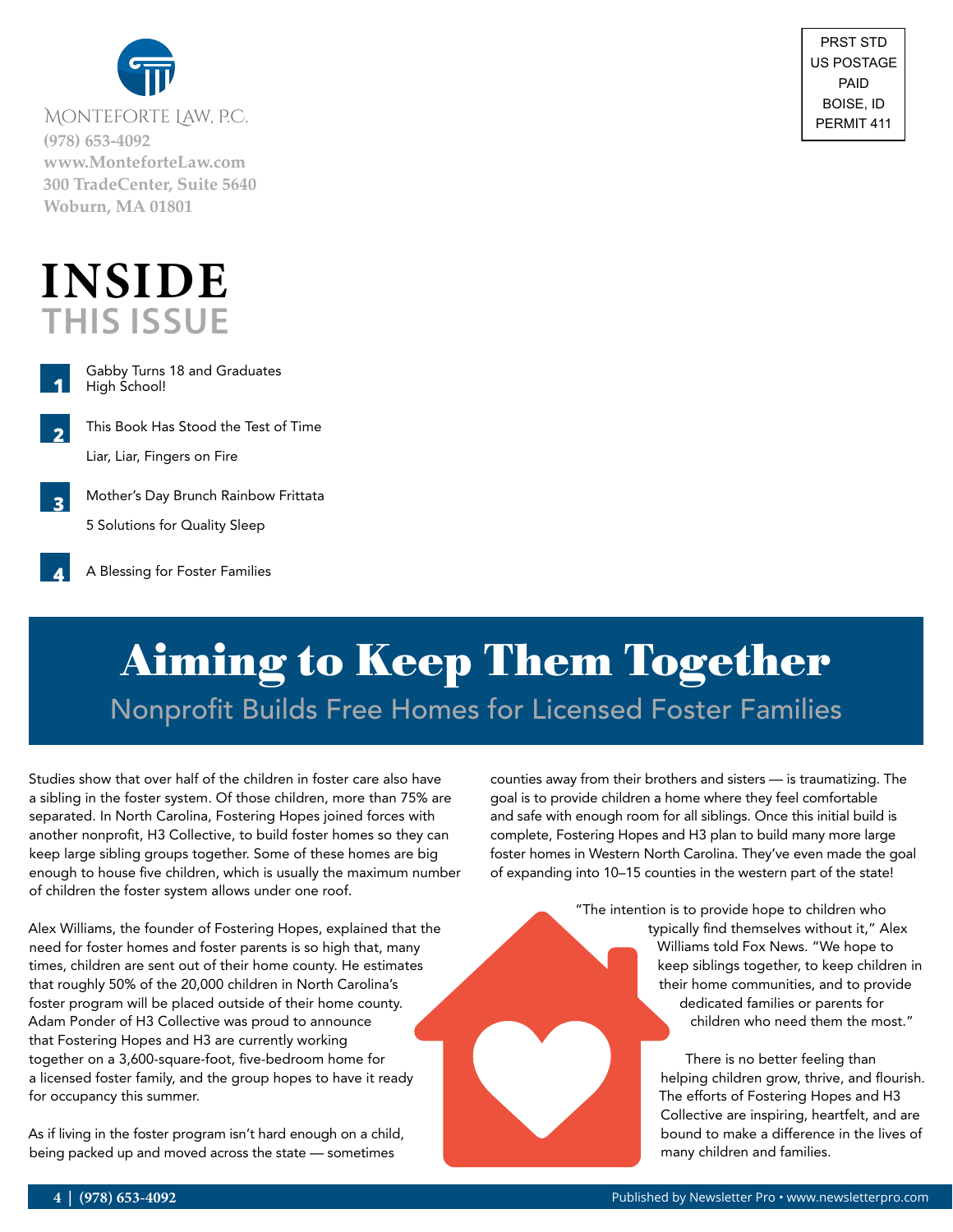Monteforte Law, P.C.
(978) 653-4092
www.MonteforteLaw.com
300 TradeCenter, Suite 5640
Woburn, MA 01801

PRST STD
US POSTAGE
PAID
BOISE, ID
PERMIT 411

# INSIDE THIS ISSUE

1. Gabby Turns 18 and Graduates High School!
2. This Book Has Stood the Test of Time

   Liar, Liar, Fingers on Fire
3. Mother's Day Brunch Rainbow Frittata

   5 Solutions for Quality Sleep
4. A Blessing for Foster Families

# Aiming to Keep Them Together

## Nonprofit Builds Free Homes for Licensed Foster Families

Studies show that over half of the children in foster care also have a sibling in the foster system. Of those children, more than 75% are separated. In North Carolina, Fostering Hopes joined forces with another nonprofit, H3 Collective, to build foster homes so they can keep large sibling groups together. Some of these homes are big enough to house five children, which is usually the maximum number of children the foster system allows under one roof.

Alex Williams, the founder of Fostering Hopes, explained that the need for foster homes and foster parents is so high that, many times, children are sent out of their home county. He estimates that roughly 50% of the 20,000 children in North Carolina's foster program will be placed outside of their home county. Adam Ponder of H3 Collective was proud to announce that Fostering Hopes and H3 are currently working together on a 3,600-square-foot, five-bedroom home for a licensed foster family, and the group hopes to have it ready for occupancy this summer.

As if living in the foster program isn't hard enough on a child, being packed up and moved across the state — sometimes counties away from their brothers and sisters — is traumatizing. The goal is to provide children a home where they feel comfortable and safe with enough room for all siblings. Once this initial build is complete, Fostering Hopes and H3 plan to build many more large foster homes in Western North Carolina. They've even made the goal of expanding into 10–15 counties in the western part of the state!

"The intention is to provide hope to children who typically find themselves without it," Alex Williams told Fox News. "We hope to keep siblings together, to keep children in their home communities, and to provide dedicated families or parents for children who need them the most."

There is no better feeling than helping children grow, thrive, and flourish. The efforts of Fostering Hopes and H3 Collective are inspiring, heartfelt, and are bound to make a difference in the lives of many children and families.